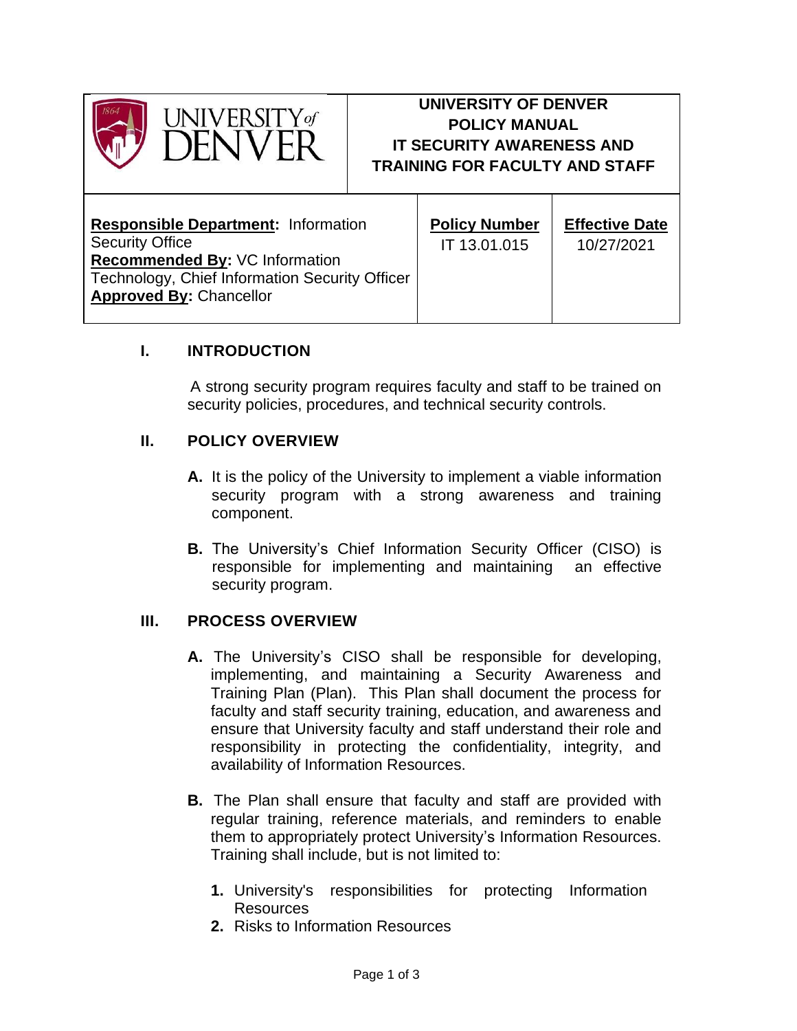| UNIVERSITY of DENVER | UNIVERSITY OF DENVER POLICY MANUAL IT SECURITY AWARENESS AND TRAINING FOR FACULTY AND STAFF | |
|---|---|---|
| **Responsible Department:** Information Security Office **Recommended By:** VC Information Technology, Chief Information Security Officer **Approved By:** Chancellor | **Policy Number** IT 13.01.015 | **Effective Date** 10/27/2021 |

## I. INTRODUCTION

A strong security program requires faculty and staff to be trained on security policies, procedures, and technical security controls.

## II. POLICY OVERVIEW

**A.** It is the policy of the University to implement a viable information security program with a strong awareness and training component.

**B.** The University's Chief Information Security Officer (CISO) is responsible for implementing and maintaining an effective security program.

## III. PROCESS OVERVIEW

**A.** The University's CISO shall be responsible for developing, implementing, and maintaining a Security Awareness and Training Plan (Plan). This Plan shall document the process for faculty and staff security training, education, and awareness and ensure that University faculty and staff understand their role and responsibility in protecting the confidentiality, integrity, and availability of Information Resources.

**B.** The Plan shall ensure that faculty and staff are provided with regular training, reference materials, and reminders to enable them to appropriately protect University's Information Resources. Training shall include, but is not limited to:

1. University's responsibilities for protecting Information Resources
2. Risks to Information Resources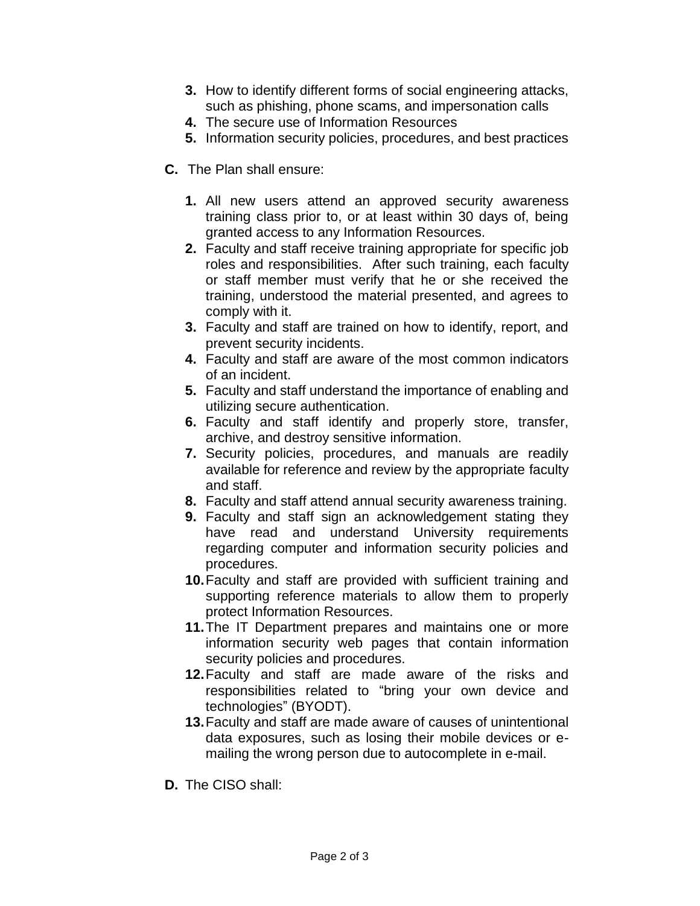3. How to identify different forms of social engineering attacks, such as phishing, phone scams, and impersonation calls
4. The secure use of Information Resources
5. Information security policies, procedures, and best practices

**C.** The Plan shall ensure:

1. All new users attend an approved security awareness training class prior to, or at least within 30 days of, being granted access to any Information Resources.
2. Faculty and staff receive training appropriate for specific job roles and responsibilities. After such training, each faculty or staff member must verify that he or she received the training, understood the material presented, and agrees to comply with it.
3. Faculty and staff are trained on how to identify, report, and prevent security incidents.
4. Faculty and staff are aware of the most common indicators of an incident.
5. Faculty and staff understand the importance of enabling and utilizing secure authentication.
6. Faculty and staff identify and properly store, transfer, archive, and destroy sensitive information.
7. Security policies, procedures, and manuals are readily available for reference and review by the appropriate faculty and staff.
8. Faculty and staff attend annual security awareness training.
9. Faculty and staff sign an acknowledgement stating they have read and understand University requirements regarding computer and information security policies and procedures.
10. Faculty and staff are provided with sufficient training and supporting reference materials to allow them to properly protect Information Resources.
11. The IT Department prepares and maintains one or more information security web pages that contain information security policies and procedures.
12. Faculty and staff are made aware of the risks and responsibilities related to "bring your own device and technologies" (BYODT).
13. Faculty and staff are made aware of causes of unintentional data exposures, such as losing their mobile devices or e-mailing the wrong person due to autocomplete in e-mail.

**D.** The CISO shall: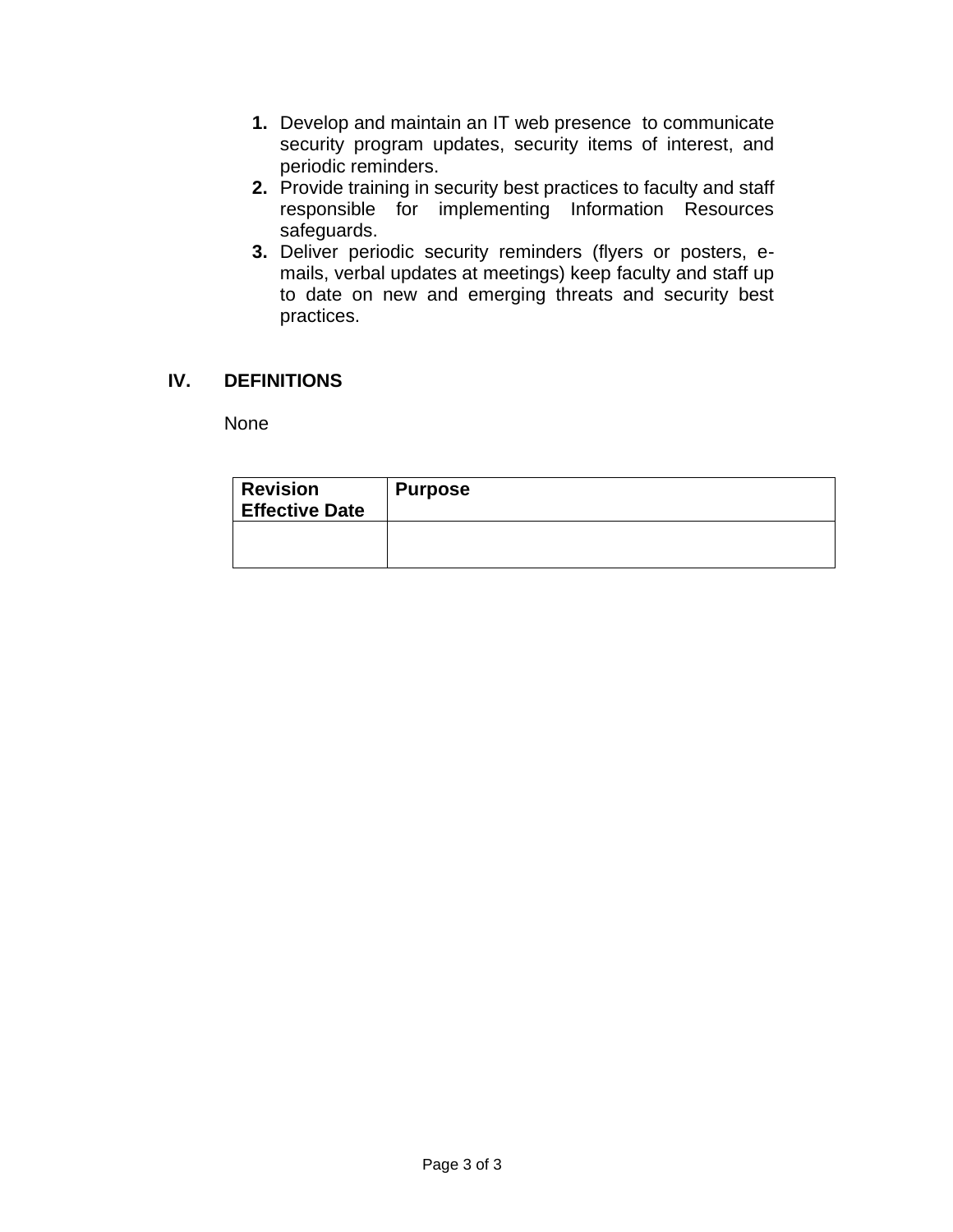1. Develop and maintain an IT web presence to communicate security program updates, security items of interest, and periodic reminders.
2. Provide training in security best practices to faculty and staff responsible for implementing Information Resources safeguards.
3. Deliver periodic security reminders (flyers or posters, e-mails, verbal updates at meetings) keep faculty and staff up to date on new and emerging threats and security best practices.

## IV. DEFINITIONS

None

| Revision Effective Date | Purpose |
|---|---|
| | |